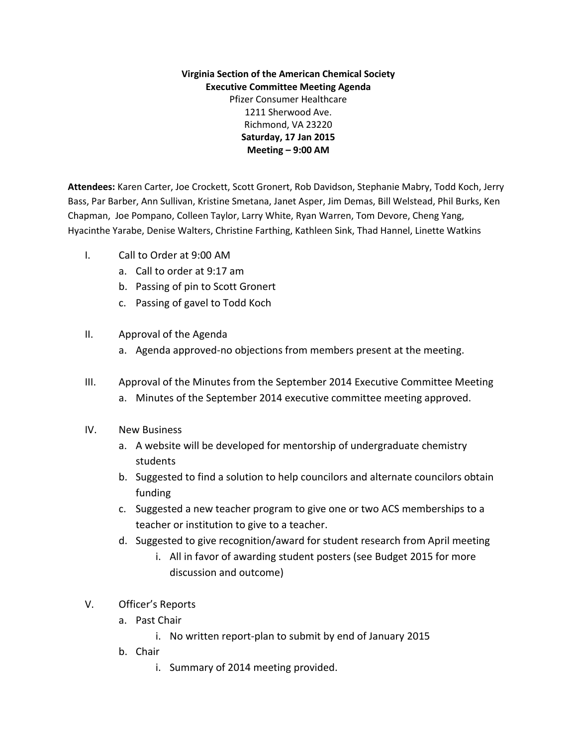**Virginia Section of the American Chemical Society**
**Executive Committee Meeting Agenda**
Pfizer Consumer Healthcare
1211 Sherwood Ave.
Richmond, VA 23220
**Saturday, 17 Jan 2015**
**Meeting – 9:00 AM**

**Attendees:** Karen Carter, Joe Crockett, Scott Gronert, Rob Davidson, Stephanie Mabry, Todd Koch, Jerry Bass, Par Barber, Ann Sullivan, Kristine Smetana, Janet Asper, Jim Demas, Bill Welstead, Phil Burks, Ken Chapman, Joe Pompano, Colleen Taylor, Larry White, Ryan Warren, Tom Devore, Cheng Yang, Hyacinthe Yarabe, Denise Walters, Christine Farthing, Kathleen Sink, Thad Hannel, Linette Watkins

I. Call to Order at 9:00 AM
   a. Call to order at 9:17 am
   b. Passing of pin to Scott Gronert
   c. Passing of gavel to Todd Koch

II. Approval of the Agenda
   a. Agenda approved-no objections from members present at the meeting.

III. Approval of the Minutes from the September 2014 Executive Committee Meeting
   a. Minutes of the September 2014 executive committee meeting approved.

IV. New Business
   a. A website will be developed for mentorship of undergraduate chemistry students
   b. Suggested to find a solution to help councilors and alternate councilors obtain funding
   c. Suggested a new teacher program to give one or two ACS memberships to a teacher or institution to give to a teacher.
   d. Suggested to give recognition/award for student research from April meeting
      i. All in favor of awarding student posters (see Budget 2015 for more discussion and outcome)

V. Officer's Reports
   a. Past Chair
      i. No written report-plan to submit by end of January 2015
   b. Chair
      i. Summary of 2014 meeting provided.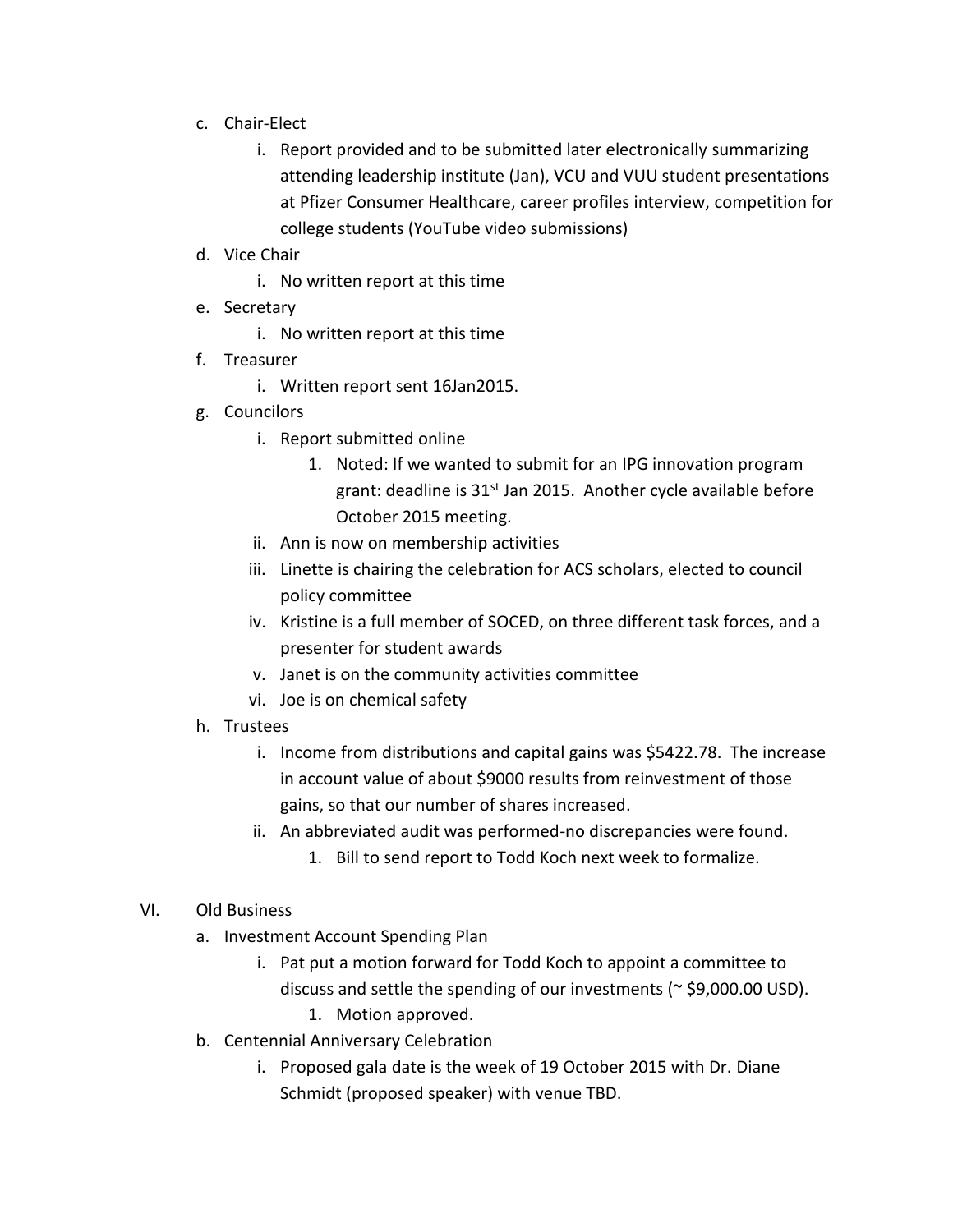c. Chair-Elect
    i. Report provided and to be submitted later electronically summarizing attending leadership institute (Jan), VCU and VUU student presentations at Pfizer Consumer Healthcare, career profiles interview, competition for college students (YouTube video submissions)

d. Vice Chair
    i. No written report at this time

e. Secretary
    i. No written report at this time

f. Treasurer
    i. Written report sent 16Jan2015.

g. Councilors
    i. Report submitted online
        1. Noted: If we wanted to submit for an IPG innovation program grant: deadline is 31st Jan 2015. Another cycle available before October 2015 meeting.
    ii. Ann is now on membership activities
    iii. Linette is chairing the celebration for ACS scholars, elected to council policy committee
    iv. Kristine is a full member of SOCED, on three different task forces, and a presenter for student awards
    v. Janet is on the community activities committee
    vi. Joe is on chemical safety

h. Trustees
    i. Income from distributions and capital gains was $5422.78. The increase in account value of about $9000 results from reinvestment of those gains, so that our number of shares increased.
    ii. An abbreviated audit was performed-no discrepancies were found.
        1. Bill to send report to Todd Koch next week to formalize.

VI. Old Business

a. Investment Account Spending Plan
    i. Pat put a motion forward for Todd Koch to appoint a committee to discuss and settle the spending of our investments (~ $9,000.00 USD).
        1. Motion approved.

b. Centennial Anniversary Celebration
    i. Proposed gala date is the week of 19 October 2015 with Dr. Diane Schmidt (proposed speaker) with venue TBD.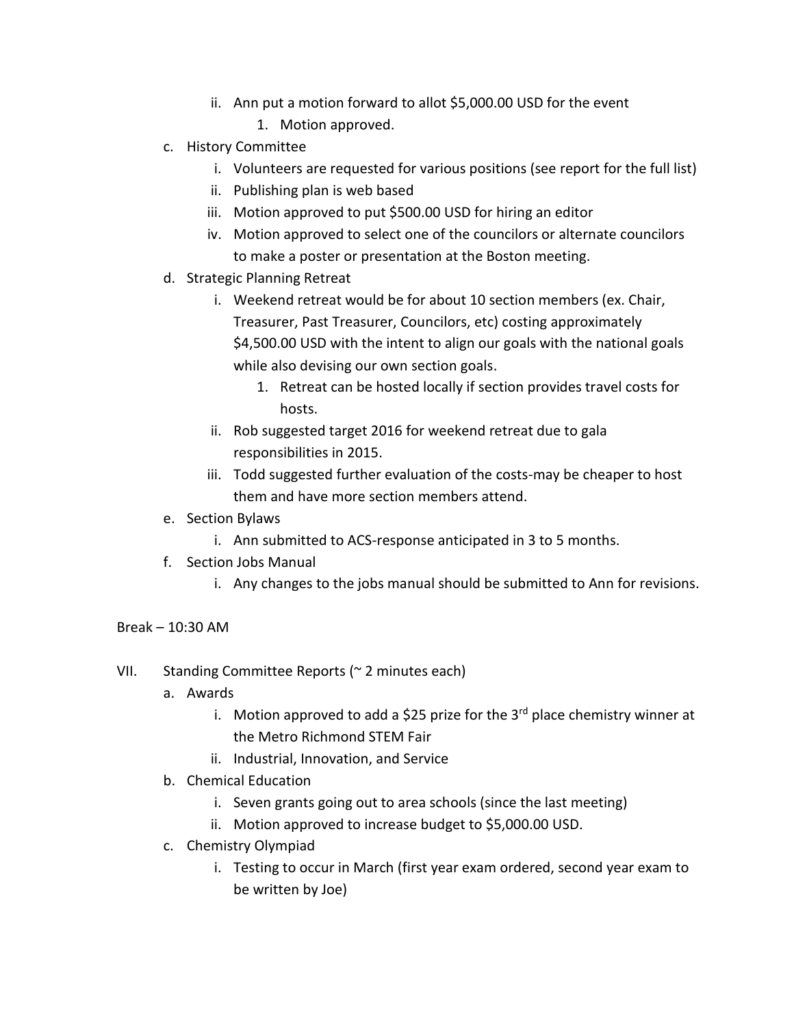- ii. Ann put a motion forward to allot $5,000.00 USD for the event
    1. Motion approved.
- c. History Committee
  - i. Volunteers are requested for various positions (see report for the full list)
  - ii. Publishing plan is web based
  - iii. Motion approved to put $500.00 USD for hiring an editor
  - iv. Motion approved to select one of the councilors or alternate councilors to make a poster or presentation at the Boston meeting.
- d. Strategic Planning Retreat
  - i. Weekend retreat would be for about 10 section members (ex. Chair, Treasurer, Past Treasurer, Councilors, etc) costing approximately $4,500.00 USD with the intent to align our goals with the national goals while also devising our own section goals.
    1. Retreat can be hosted locally if section provides travel costs for hosts.
  - ii. Rob suggested target 2016 for weekend retreat due to gala responsibilities in 2015.
  - iii. Todd suggested further evaluation of the costs-may be cheaper to host them and have more section members attend.
- e. Section Bylaws
  - i. Ann submitted to ACS-response anticipated in 3 to 5 months.
- f. Section Jobs Manual
  - i. Any changes to the jobs manual should be submitted to Ann for revisions.

Break – 10:30 AM

VII. Standing Committee Reports (~ 2 minutes each)

- a. Awards
  - i. Motion approved to add a $25 prize for the 3rd place chemistry winner at the Metro Richmond STEM Fair
  - ii. Industrial, Innovation, and Service
- b. Chemical Education
  - i. Seven grants going out to area schools (since the last meeting)
  - ii. Motion approved to increase budget to $5,000.00 USD.
- c. Chemistry Olympiad
  - i. Testing to occur in March (first year exam ordered, second year exam to be written by Joe)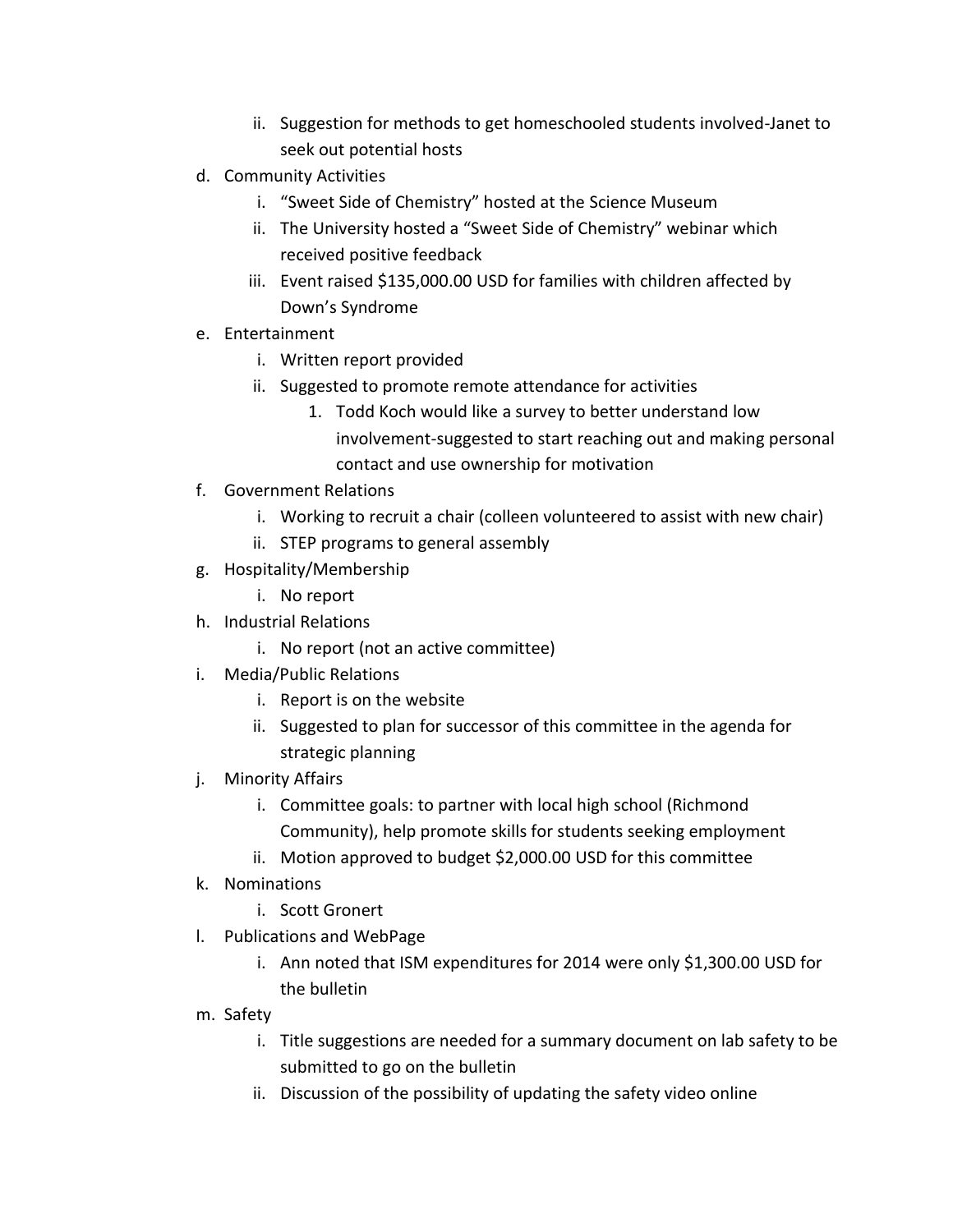ii. Suggestion for methods to get homeschooled students involved-Janet to seek out potential hosts

d. Community Activities
   i. "Sweet Side of Chemistry" hosted at the Science Museum
   ii. The University hosted a "Sweet Side of Chemistry" webinar which received positive feedback
   iii. Event raised $135,000.00 USD for families with children affected by Down's Syndrome

e. Entertainment
   i. Written report provided
   ii. Suggested to promote remote attendance for activities
      1. Todd Koch would like a survey to better understand low involvement-suggested to start reaching out and making personal contact and use ownership for motivation

f. Government Relations
   i. Working to recruit a chair (colleen volunteered to assist with new chair)
   ii. STEP programs to general assembly

g. Hospitality/Membership
   i. No report

h. Industrial Relations
   i. No report (not an active committee)

i. Media/Public Relations
   i. Report is on the website
   ii. Suggested to plan for successor of this committee in the agenda for strategic planning

j. Minority Affairs
   i. Committee goals: to partner with local high school (Richmond Community), help promote skills for students seeking employment
   ii. Motion approved to budget $2,000.00 USD for this committee

k. Nominations
   i. Scott Gronert

l. Publications and WebPage
   i. Ann noted that ISM expenditures for 2014 were only $1,300.00 USD for the bulletin

m. Safety
   i. Title suggestions are needed for a summary document on lab safety to be submitted to go on the bulletin
   ii. Discussion of the possibility of updating the safety video online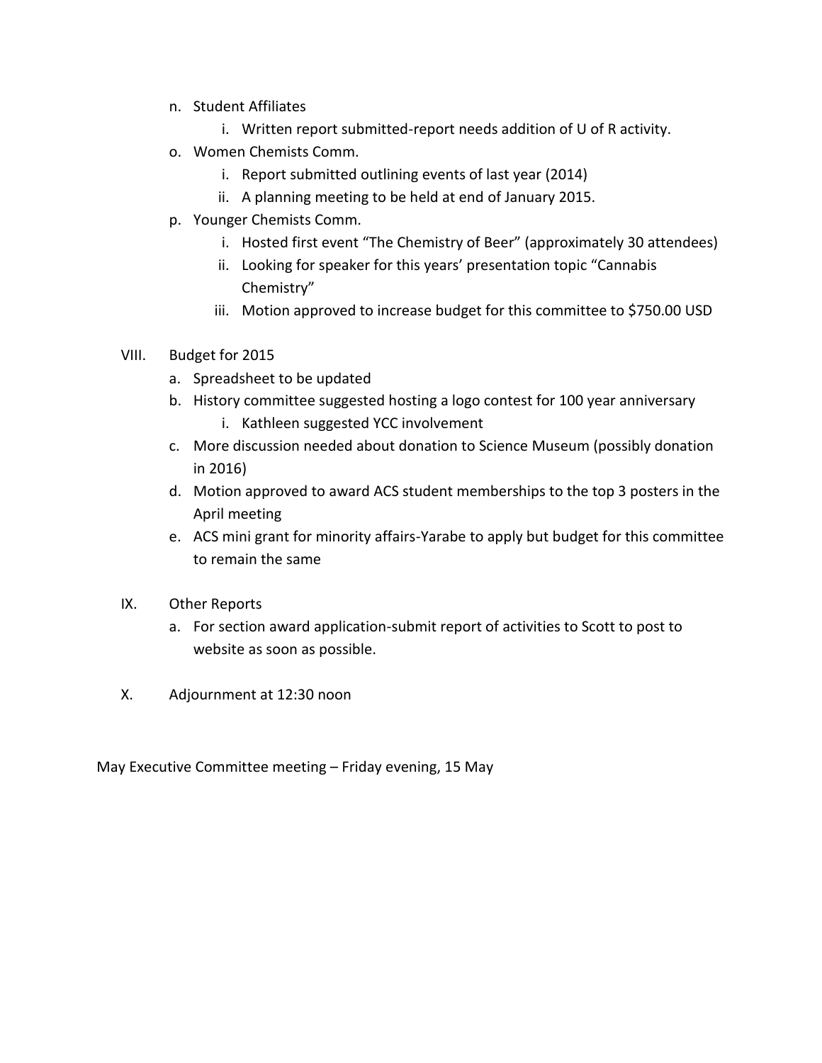n. Student Affiliates
   i. Written report submitted-report needs addition of U of R activity.

o. Women Chemists Comm.
   i. Report submitted outlining events of last year (2014)
   ii. A planning meeting to be held at end of January 2015.

p. Younger Chemists Comm.
   i. Hosted first event "The Chemistry of Beer" (approximately 30 attendees)
   ii. Looking for speaker for this years' presentation topic "Cannabis Chemistry"
   iii. Motion approved to increase budget for this committee to $750.00 USD

VIII. Budget for 2015
   a. Spreadsheet to be updated
   b. History committee suggested hosting a logo contest for 100 year anniversary
      i. Kathleen suggested YCC involvement
   c. More discussion needed about donation to Science Museum (possibly donation in 2016)
   d. Motion approved to award ACS student memberships to the top 3 posters in the April meeting
   e. ACS mini grant for minority affairs-Yarabe to apply but budget for this committee to remain the same

IX. Other Reports
   a. For section award application-submit report of activities to Scott to post to website as soon as possible.

X. Adjournment at 12:30 noon

May Executive Committee meeting – Friday evening, 15 May